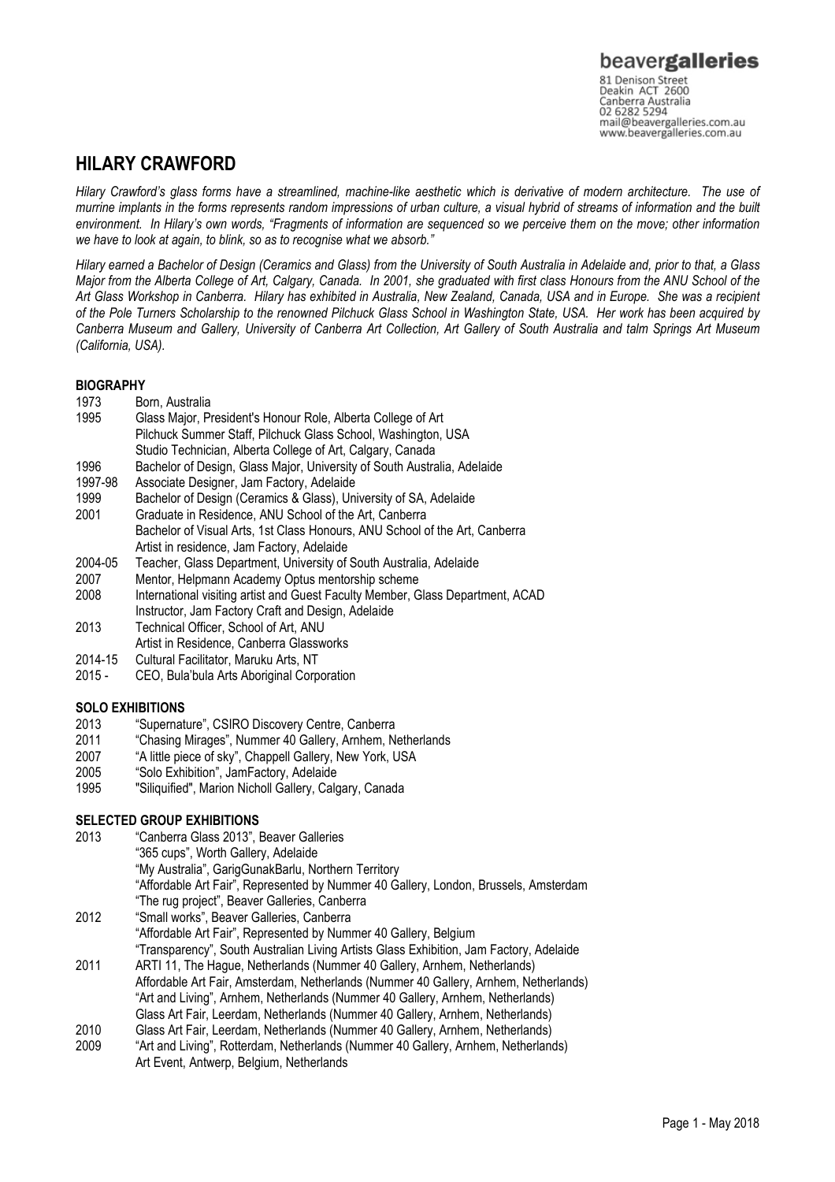beavergalleries
81 Denison Street
Deakin ACT 2600
Canberra Australia
02 6282 5294
mail@beavergalleries.com.au
www.beavergalleries.com.au

# HILARY CRAWFORD

*Hilary Crawford's glass forms have a streamlined, machine-like aesthetic which is derivative of modern architecture. The use of murrine implants in the forms represents random impressions of urban culture, a visual hybrid of streams of information and the built environment. In Hilary's own words, "Fragments of information are sequenced so we perceive them on the move; other information we have to look at again, to blink, so as to recognise what we absorb."*

*Hilary earned a Bachelor of Design (Ceramics and Glass) from the University of South Australia in Adelaide and, prior to that, a Glass Major from the Alberta College of Art, Calgary, Canada. In 2001, she graduated with first class Honours from the ANU School of the Art Glass Workshop in Canberra. Hilary has exhibited in Australia, New Zealand, Canada, USA and in Europe. She was a recipient of the Pole Turners Scholarship to the renowned Pilchuck Glass School in Washington State, USA. Her work has been acquired by Canberra Museum and Gallery, University of Canberra Art Collection, Art Gallery of South Australia and talm Springs Art Museum (California, USA).*

## BIOGRAPHY

| | |
|---|---|
| 1973 | Born, Australia |
| 1995 | Glass Major, President's Honour Role, Alberta College of Art |
| | Pilchuck Summer Staff, Pilchuck Glass School, Washington, USA |
| | Studio Technician, Alberta College of Art, Calgary, Canada |
| 1996 | Bachelor of Design, Glass Major, University of South Australia, Adelaide |
| 1997-98 | Associate Designer, Jam Factory, Adelaide |
| 1999 | Bachelor of Design (Ceramics & Glass), University of SA, Adelaide |
| 2001 | Graduate in Residence, ANU School of the Art, Canberra |
| | Bachelor of Visual Arts, 1st Class Honours, ANU School of the Art, Canberra |
| | Artist in residence, Jam Factory, Adelaide |
| 2004-05 | Teacher, Glass Department, University of South Australia, Adelaide |
| 2007 | Mentor, Helpmann Academy Optus mentorship scheme |
| 2008 | International visiting artist and Guest Faculty Member, Glass Department, ACAD |
| | Instructor, Jam Factory Craft and Design, Adelaide |
| 2013 | Technical Officer, School of Art, ANU |
| | Artist in Residence, Canberra Glassworks |
| 2014-15 | Cultural Facilitator, Maruku Arts, NT |
| 2015 - | CEO, Bula'bula Arts Aboriginal Corporation |

## SOLO EXHIBITIONS

| | |
|---|---|
| 2013 | "Supernature", CSIRO Discovery Centre, Canberra |
| 2011 | "Chasing Mirages", Nummer 40 Gallery, Arnhem, Netherlands |
| 2007 | "A little piece of sky", Chappell Gallery, New York, USA |
| 2005 | "Solo Exhibition", JamFactory, Adelaide |
| 1995 | "Siliquified", Marion Nicholl Gallery, Calgary, Canada |

## SELECTED GROUP EXHIBITIONS

| | |
|---|---|
| 2013 | "Canberra Glass 2013", Beaver Galleries |
| | "365 cups", Worth Gallery, Adelaide |
| | "My Australia", GarigGunakBarlu, Northern Territory |
| | "Affordable Art Fair", Represented by Nummer 40 Gallery, London, Brussels, Amsterdam |
| | "The rug project", Beaver Galleries, Canberra |
| 2012 | "Small works", Beaver Galleries, Canberra |
| | "Affordable Art Fair", Represented by Nummer 40 Gallery, Belgium |
| | "Transparency", South Australian Living Artists Glass Exhibition, Jam Factory, Adelaide |
| 2011 | ARTI 11, The Hague, Netherlands (Nummer 40 Gallery, Arnhem, Netherlands) |
| | Affordable Art Fair, Amsterdam, Netherlands (Nummer 40 Gallery, Arnhem, Netherlands) |
| | "Art and Living", Arnhem, Netherlands (Nummer 40 Gallery, Arnhem, Netherlands) |
| | Glass Art Fair, Leerdam, Netherlands (Nummer 40 Gallery, Arnhem, Netherlands) |
| 2010 | Glass Art Fair, Leerdam, Netherlands (Nummer 40 Gallery, Arnhem, Netherlands) |
| 2009 | "Art and Living", Rotterdam, Netherlands (Nummer 40 Gallery, Arnhem, Netherlands) |
| | Art Event, Antwerp, Belgium, Netherlands |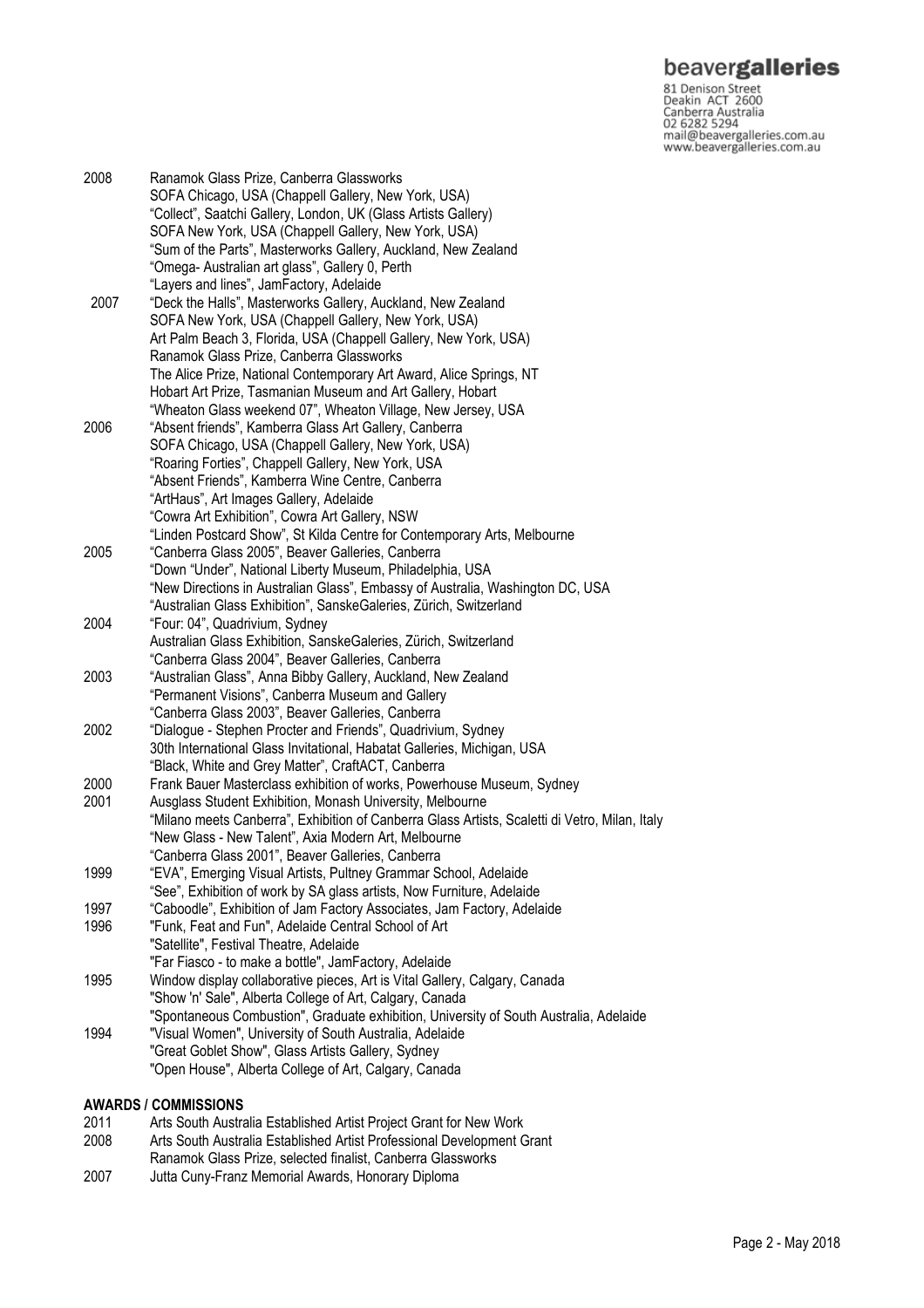| | |
|---|---|
| 2008 | Ranamok Glass Prize, Canberra Glassworks |
| | SOFA Chicago, USA (Chappell Gallery, New York, USA) |
| | "Collect", Saatchi Gallery, London, UK (Glass Artists Gallery) |
| | SOFA New York, USA (Chappell Gallery, New York, USA) |
| | "Sum of the Parts", Masterworks Gallery, Auckland, New Zealand |
| | "Omega- Australian art glass", Gallery 0, Perth |
| | "Layers and lines", JamFactory, Adelaide |
| 2007 | "Deck the Halls", Masterworks Gallery, Auckland, New Zealand |
| | SOFA New York, USA (Chappell Gallery, New York, USA) |
| | Art Palm Beach 3, Florida, USA (Chappell Gallery, New York, USA) |
| | Ranamok Glass Prize, Canberra Glassworks |
| | The Alice Prize, National Contemporary Art Award, Alice Springs, NT |
| | Hobart Art Prize, Tasmanian Museum and Art Gallery, Hobart |
| | "Wheaton Glass weekend 07", Wheaton Village, New Jersey, USA |
| 2006 | "Absent friends", Kamberra Glass Art Gallery, Canberra |
| | SOFA Chicago, USA (Chappell Gallery, New York, USA) |
| | "Roaring Forties", Chappell Gallery, New York, USA |
| | "Absent Friends", Kamberra Wine Centre, Canberra |
| | "ArtHaus", Art Images Gallery, Adelaide |
| | "Cowra Art Exhibition", Cowra Art Gallery, NSW |
| | "Linden Postcard Show", St Kilda Centre for Contemporary Arts, Melbourne |
| 2005 | "Canberra Glass 2005", Beaver Galleries, Canberra |
| | "Down "Under", National Liberty Museum, Philadelphia, USA |
| | "New Directions in Australian Glass", Embassy of Australia, Washington DC, USA |
| | "Australian Glass Exhibition", SanskeGaleries, Zürich, Switzerland |
| 2004 | "Four: 04", Quadrivium, Sydney |
| | Australian Glass Exhibition, SanskeGaleries, Zürich, Switzerland |
| | "Canberra Glass 2004", Beaver Galleries, Canberra |
| 2003 | "Australian Glass", Anna Bibby Gallery, Auckland, New Zealand |
| | "Permanent Visions", Canberra Museum and Gallery |
| | "Canberra Glass 2003", Beaver Galleries, Canberra |
| 2002 | "Dialogue - Stephen Procter and Friends", Quadrivium, Sydney |
| | 30th International Glass Invitational, Habatat Galleries, Michigan, USA |
| | "Black, White and Grey Matter", CraftACT, Canberra |
| 2000 | Frank Bauer Masterclass exhibition of works, Powerhouse Museum, Sydney |
| 2001 | Ausglass Student Exhibition, Monash University, Melbourne |
| | "Milano meets Canberra", Exhibition of Canberra Glass Artists, Scaletti di Vetro, Milan, Italy |
| | "New Glass - New Talent", Axia Modern Art, Melbourne |
| | "Canberra Glass 2001", Beaver Galleries, Canberra |
| 1999 | "EVA", Emerging Visual Artists, Pultney Grammar School, Adelaide |
| | "See", Exhibition of work by SA glass artists, Now Furniture, Adelaide |
| 1997 | "Caboodle", Exhibition of Jam Factory Associates, Jam Factory, Adelaide |
| 1996 | "Funk, Feat and Fun", Adelaide Central School of Art |
| | "Satellite", Festival Theatre, Adelaide |
| | "Far Fiasco - to make a bottle", JamFactory, Adelaide |
| 1995 | Window display collaborative pieces, Art is Vital Gallery, Calgary, Canada |
| | "Show 'n' Sale", Alberta College of Art, Calgary, Canada |
| | "Spontaneous Combustion", Graduate exhibition, University of South Australia, Adelaide |
| 1994 | "Visual Women", University of South Australia, Adelaide |
| | "Great Goblet Show", Glass Artists Gallery, Sydney |
| | "Open House", Alberta College of Art, Calgary, Canada |

## AWARDS / COMMISSIONS

| | |
|---|---|
| 2011 | Arts South Australia Established Artist Project Grant for New Work |
| 2008 | Arts South Australia Established Artist Professional Development Grant |
| | Ranamok Glass Prize, selected finalist, Canberra Glassworks |
| 2007 | Jutta Cuny-Franz Memorial Awards, Honorary Diploma |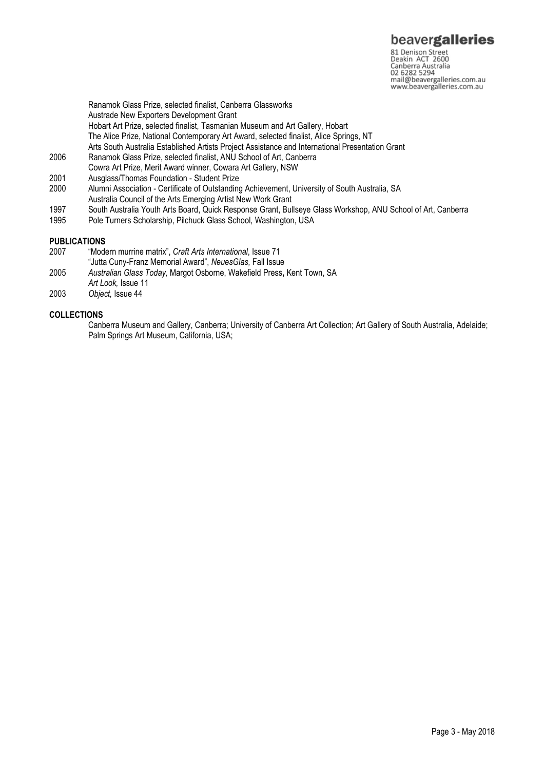Ranamok Glass Prize, selected finalist, Canberra Glassworks
Austrade New Exporters Development Grant
Hobart Art Prize, selected finalist, Tasmanian Museum and Art Gallery, Hobart
The Alice Prize, National Contemporary Art Award, selected finalist, Alice Springs, NT
Arts South Australia Established Artists Project Assistance and International Presentation Grant

2006 Ranamok Glass Prize, selected finalist, ANU School of Art, Canberra
Cowra Art Prize, Merit Award winner, Cowara Art Gallery, NSW

2001 Ausglass/Thomas Foundation - Student Prize

2000 Alumni Association - Certificate of Outstanding Achievement, University of South Australia, SA
Australia Council of the Arts Emerging Artist New Work Grant

1997 South Australia Youth Arts Board, Quick Response Grant, Bullseye Glass Workshop, ANU School of Art, Canberra

1995 Pole Turners Scholarship, Pilchuck Glass School, Washington, USA

**PUBLICATIONS**

2007 "Modern murrine matrix", *Craft Arts International*, Issue 71
"Jutta Cuny-Franz Memorial Award", *NeuesGlas,* Fall Issue

2005 *Australian Glass Today,* Margot Osborne, Wakefield Press**,** Kent Town, SA
*Art Look,* Issue 11

2003 *Object,* Issue 44

**COLLECTIONS**

Canberra Museum and Gallery, Canberra; University of Canberra Art Collection; Art Gallery of South Australia, Adelaide; Palm Springs Art Museum, California, USA;